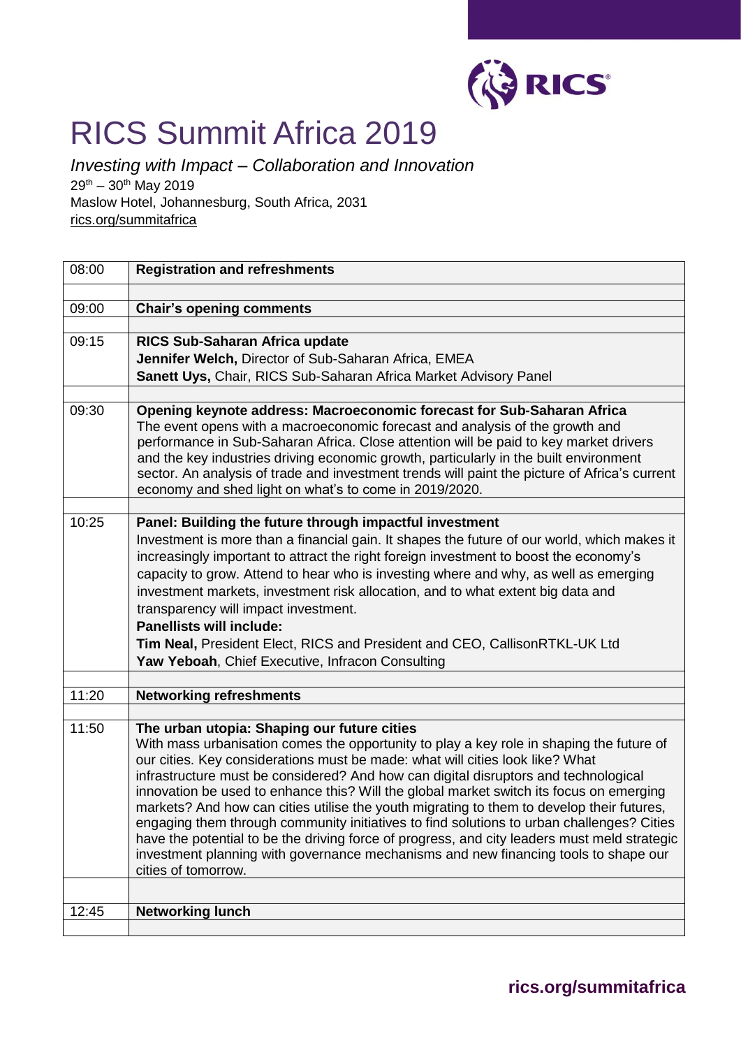# RICS Summit Africa 2019

*Investing with Impact – Collaboration and Innovation*
29th – 30th May 2019
Maslow Hotel, Johannesburg, South Africa, 2031
rics.org/summitafrica

| Time | Session |
| --- | --- |
| 08:00 | **Registration and refreshments** |
| 09:00 | **Chair's opening comments** |
| 09:15 | **RICS Sub-Saharan Africa update**<br>**Jennifer Welch,** Director of Sub-Saharan Africa, EMEA<br>**Sanett Uys,** Chair, RICS Sub-Saharan Africa Market Advisory Panel |
| 09:30 | **Opening keynote address: Macroeconomic forecast for Sub-Saharan Africa**<br>The event opens with a macroeconomic forecast and analysis of the growth and performance in Sub-Saharan Africa. Close attention will be paid to key market drivers and the key industries driving economic growth, particularly in the built environment sector. An analysis of trade and investment trends will paint the picture of Africa's current economy and shed light on what's to come in 2019/2020. |
| 10:25 | **Panel: Building the future through impactful investment**<br>Investment is more than a financial gain. It shapes the future of our world, which makes it increasingly important to attract the right foreign investment to boost the economy's capacity to grow. Attend to hear who is investing where and why, as well as emerging investment markets, investment risk allocation, and to what extent big data and transparency will impact investment.<br>**Panellists will include:**<br>**Tim Neal,** President Elect, RICS and President and CEO, CallisonRTKL-UK Ltd<br>**Yaw Yeboah**, Chief Executive, Infracon Consulting |
| 11:20 | **Networking refreshments** |
| 11:50 | **The urban utopia: Shaping our future cities**<br>With mass urbanisation comes the opportunity to play a key role in shaping the future of our cities. Key considerations must be made: what will cities look like? What infrastructure must be considered? And how can digital disruptors and technological innovation be used to enhance this? Will the global market switch its focus on emerging markets? And how can cities utilise the youth migrating to them to develop their futures, engaging them through community initiatives to find solutions to urban challenges? Cities have the potential to be the driving force of progress, and city leaders must meld strategic investment planning with governance mechanisms and new financing tools to shape our cities of tomorrow. |
| 12:45 | **Networking lunch** |

**rics.org/summitafrica**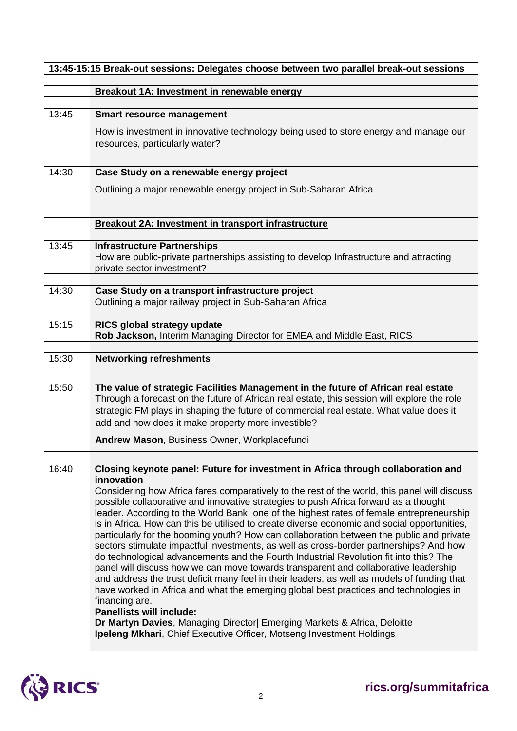| 13:45-15:15 Break-out sessions: Delegates choose between two parallel break-out sessions | |
|---|---|
| | **Breakout 1A: Investment in renewable energy** |
| 13:45 | **Smart resource management**<br>How is investment in innovative technology being used to store energy and manage our resources, particularly water? |
| 14:30 | **Case Study on a renewable energy project**<br>Outlining a major renewable energy project in Sub-Saharan Africa |
| | **Breakout 2A: Investment in transport infrastructure** |
| 13:45 | **Infrastructure Partnerships**<br>How are public-private partnerships assisting to develop Infrastructure and attracting private sector investment? |
| 14:30 | **Case Study on a transport infrastructure project**<br>Outlining a major railway project in Sub-Saharan Africa |
| 15:15 | **RICS global strategy update**<br>**Rob Jackson,** Interim Managing Director for EMEA and Middle East, RICS |
| 15:30 | **Networking refreshments** |
| 15:50 | **The value of strategic Facilities Management in the future of African real estate**<br>Through a forecast on the future of African real estate, this session will explore the role strategic FM plays in shaping the future of commercial real estate. What value does it add and how does it make property more investible?<br>**Andrew Mason**, Business Owner, Workplacefundi |
| 16:40 | **Closing keynote panel: Future for investment in Africa through collaboration and innovation**<br>Considering how Africa fares comparatively to the rest of the world, this panel will discuss possible collaborative and innovative strategies to push Africa forward as a thought leader. According to the World Bank, one of the highest rates of female entrepreneurship is in Africa. How can this be utilised to create diverse economic and social opportunities, particularly for the booming youth? How can collaboration between the public and private sectors stimulate impactful investments, as well as cross-border partnerships? And how do technological advancements and the Fourth Industrial Revolution fit into this? The panel will discuss how we can move towards transparent and collaborative leadership and address the trust deficit many feel in their leaders, as well as models of funding that have worked in Africa and what the emerging global best practices and technologies in financing are.<br>**Panellists will include:**<br>**Dr Martyn Davies**, Managing Director\| Emerging Markets & Africa, Deloitte<br>**Ipeleng Mkhari**, Chief Executive Officer, Motseng Investment Holdings |

rics.org/summitafrica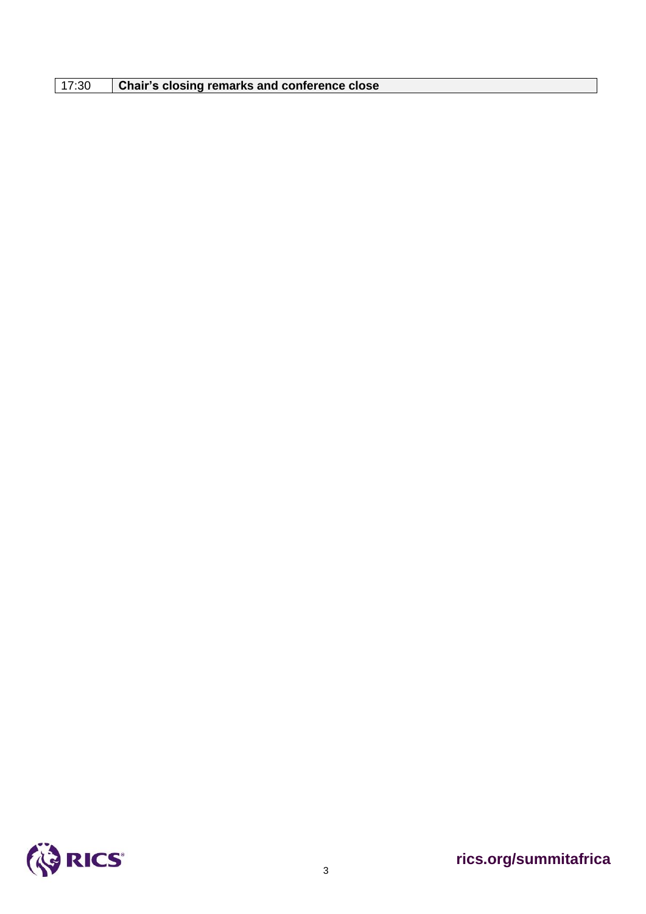| | |
|---|---|
| 17:30 | **Chair's closing remarks and conference close** |